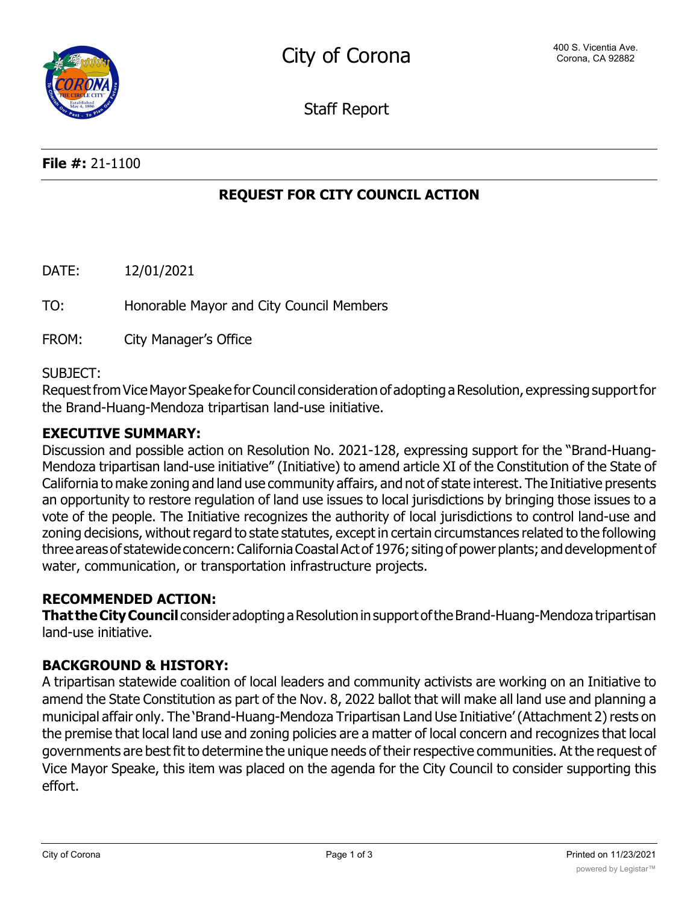# City of Corona

400 S. Vicentia Ave.
Corona, CA 92882

## Staff Report

**File #:** 21-1100

## REQUEST FOR CITY COUNCIL ACTION

DATE: 12/01/2021

TO: Honorable Mayor and City Council Members

FROM: City Manager's Office

SUBJECT:
Request from Vice Mayor Speake for Council consideration of adopting a Resolution, expressing support for the Brand-Huang-Mendoza tripartisan land-use initiative.

### EXECUTIVE SUMMARY:

Discussion and possible action on Resolution No. 2021-128, expressing support for the "Brand-Huang-Mendoza tripartisan land-use initiative" (Initiative) to amend article XI of the Constitution of the State of California to make zoning and land use community affairs, and not of state interest. The Initiative presents an opportunity to restore regulation of land use issues to local jurisdictions by bringing those issues to a vote of the people. The Initiative recognizes the authority of local jurisdictions to control land-use and zoning decisions, without regard to state statutes, except in certain circumstances related to the following three areas of statewide concern: California Coastal Act of 1976; siting of power plants; and development of water, communication, or transportation infrastructure projects.

### RECOMMENDED ACTION:

**That the City Council** consider adopting a Resolution in support of the Brand-Huang-Mendoza tripartisan land-use initiative.

### BACKGROUND & HISTORY:

A tripartisan statewide coalition of local leaders and community activists are working on an Initiative to amend the State Constitution as part of the Nov. 8, 2022 ballot that will make all land use and planning a municipal affair only. The 'Brand-Huang-Mendoza Tripartisan Land Use Initiative' (Attachment 2) rests on the premise that local land use and zoning policies are a matter of local concern and recognizes that local governments are best fit to determine the unique needs of their respective communities. At the request of Vice Mayor Speake, this item was placed on the agenda for the City Council to consider supporting this effort.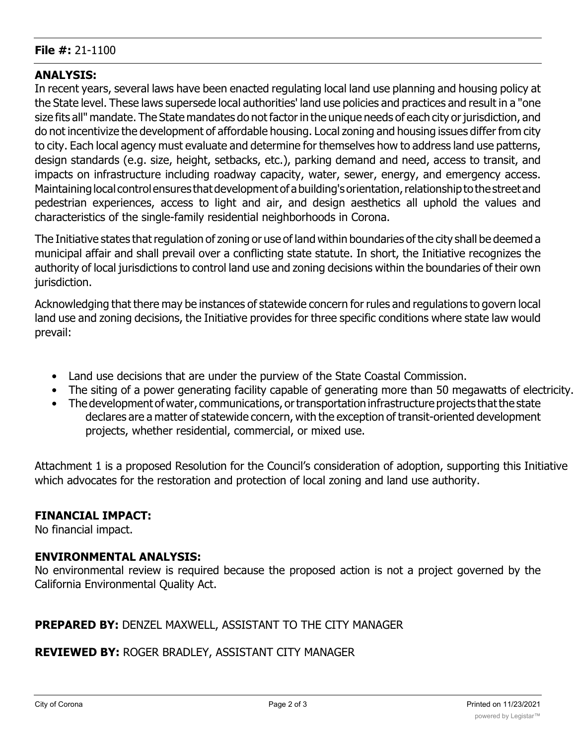**File #:** 21-1100

**ANALYSIS:**

In recent years, several laws have been enacted regulating local land use planning and housing policy at the State level. These laws supersede local authorities' land use policies and practices and result in a "one size fits all" mandate. The State mandates do not factor in the unique needs of each city or jurisdiction, and do not incentivize the development of affordable housing. Local zoning and housing issues differ from city to city. Each local agency must evaluate and determine for themselves how to address land use patterns, design standards (e.g. size, height, setbacks, etc.), parking demand and need, access to transit, and impacts on infrastructure including roadway capacity, water, sewer, energy, and emergency access. Maintaining local control ensures that development of a building's orientation, relationship to the street and pedestrian experiences, access to light and air, and design aesthetics all uphold the values and characteristics of the single-family residential neighborhoods in Corona.

The Initiative states that regulation of zoning or use of land within boundaries of the city shall be deemed a municipal affair and shall prevail over a conflicting state statute. In short, the Initiative recognizes the authority of local jurisdictions to control land use and zoning decisions within the boundaries of their own jurisdiction.

Acknowledging that there may be instances of statewide concern for rules and regulations to govern local land use and zoning decisions, the Initiative provides for three specific conditions where state law would prevail:

- Land use decisions that are under the purview of the State Coastal Commission.
- The siting of a power generating facility capable of generating more than 50 megawatts of electricity.
- The development of water, communications, or transportation infrastructure projects that the state declares are a matter of statewide concern, with the exception of transit-oriented development projects, whether residential, commercial, or mixed use.

Attachment 1 is a proposed Resolution for the Council's consideration of adoption, supporting this Initiative which advocates for the restoration and protection of local zoning and land use authority.

**FINANCIAL IMPACT:**

No financial impact.

**ENVIRONMENTAL ANALYSIS:**

No environmental review is required because the proposed action is not a project governed by the California Environmental Quality Act.

**PREPARED BY:** DENZEL MAXWELL, ASSISTANT TO THE CITY MANAGER

**REVIEWED BY:** ROGER BRADLEY, ASSISTANT CITY MANAGER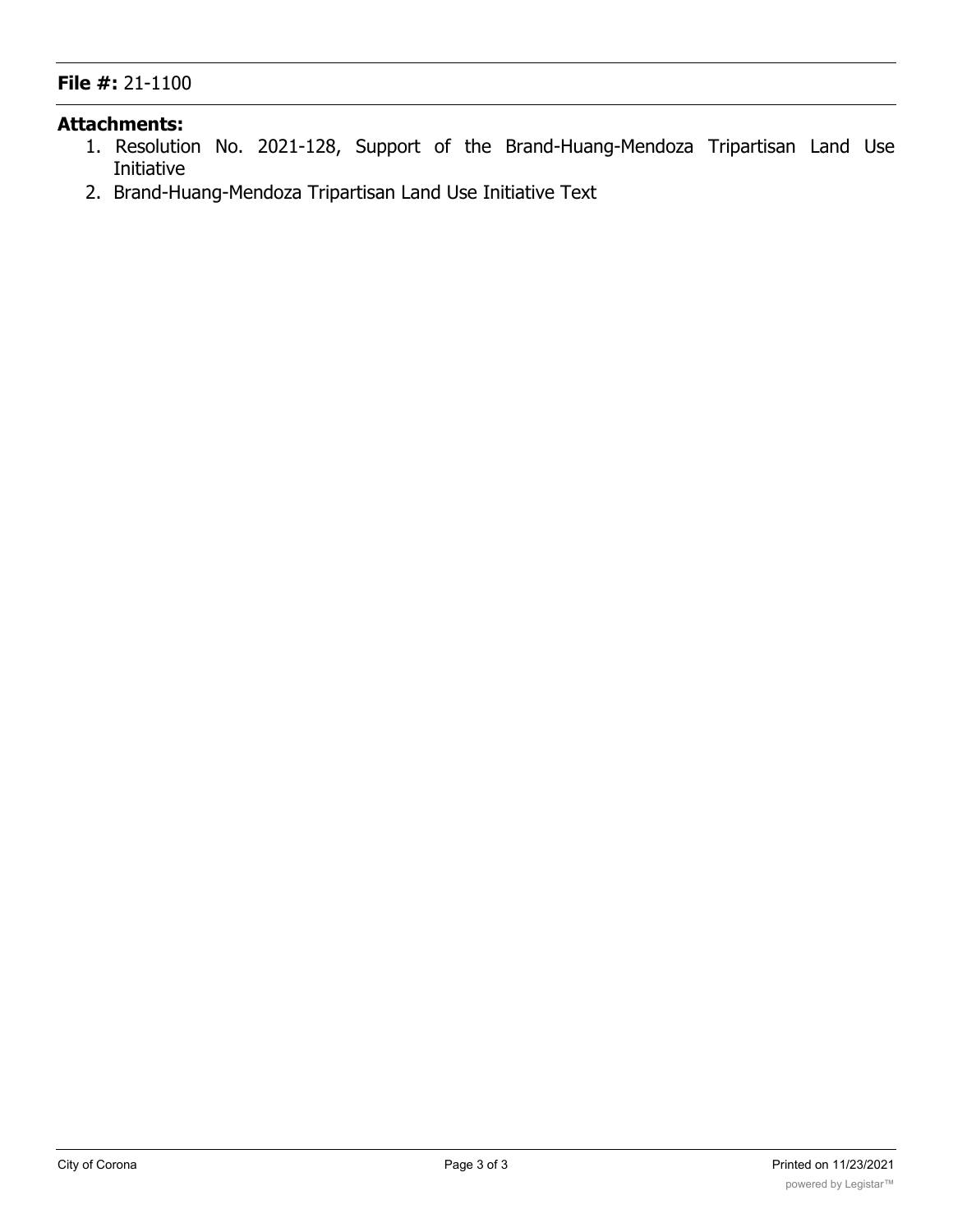**File #:** 21-1100

**Attachments:**

1. Resolution No. 2021-128, Support of the Brand-Huang-Mendoza Tripartisan Land Use Initiative
2. Brand-Huang-Mendoza Tripartisan Land Use Initiative Text